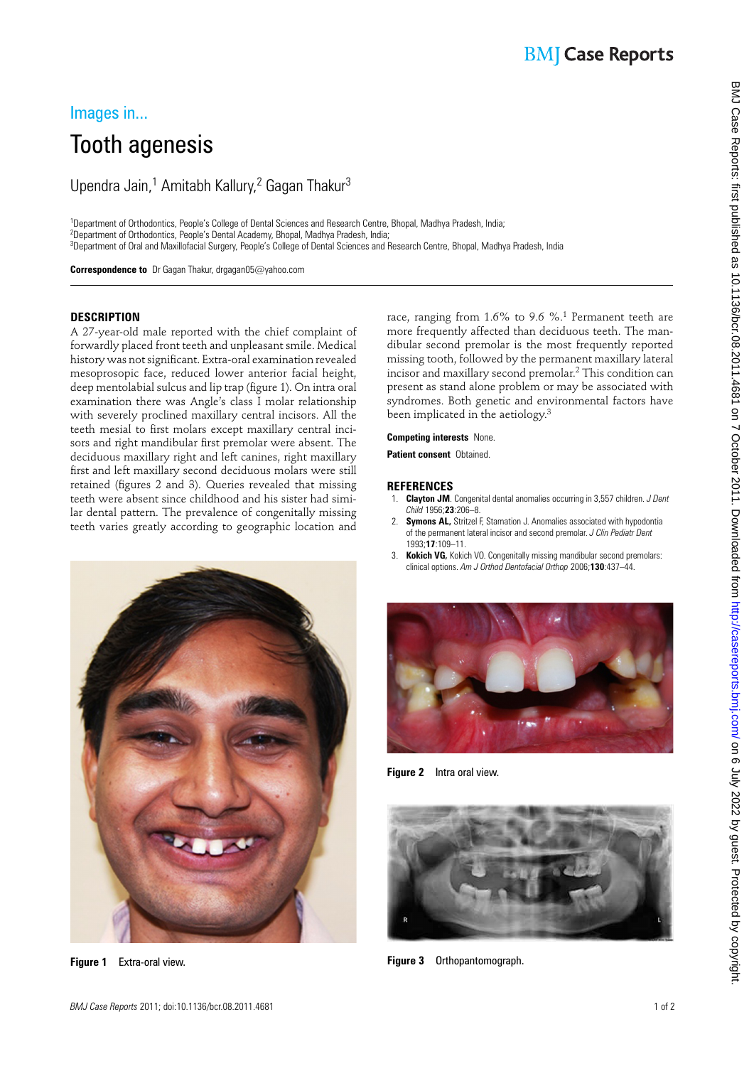Images in...

# Tooth agenesis

Upendra Jain,[1] Amitabh Kallury,[2] Gagan Thakur[3]

[1]Department of Orthodontics, People's College of Dental Sciences and Research Centre, Bhopal, Madhya Pradesh, India;
[2]Department of Orthodontics, People's Dental Academy, Bhopal, Madhya Pradesh, India;
[3]Department of Oral and Maxillofacial Surgery, People's College of Dental Sciences and Research Centre, Bhopal, Madhya Pradesh, India

**Correspondence to** Dr Gagan Thakur, drgagan05@yahoo.com

## DESCRIPTION

A 27-year-old male reported with the chief complaint of forwardly placed front teeth and unpleasant smile. Medical history was not significant. Extra-oral examination revealed mesoprosopic face, reduced lower anterior facial height, deep mentolabial sulcus and lip trap (figure 1). On intra oral examination there was Angle's class I molar relationship with severely proclined maxillary central incisors. All the teeth mesial to first molars except maxillary central incisors and right mandibular first premolar were absent. The deciduous maxillary right and left canines, right maxillary first and left maxillary second deciduous molars were still retained (figures 2 and 3). Queries revealed that missing teeth were absent since childhood and his sister had similar dental pattern. The prevalence of congenitally missing teeth varies greatly according to geographic location and race, ranging from 1.6% to 9.6 %.[1] Permanent teeth are more frequently affected than deciduous teeth. The mandibular second premolar is the most frequently reported missing tooth, followed by the permanent maxillary lateral incisor and maxillary second premolar.[2] This condition can present as stand alone problem or may be associated with syndromes. Both genetic and environmental factors have been implicated in the aetiology.[3]

**Competing interests** None.

**Patient consent** Obtained.

## REFERENCES

1. **Clayton JM**. Congenital dental anomalies occurring in 3,557 children. *J Dent Child* 1956;**23**:206–8.
2. **Symons AL,** Stritzel F, Stamation J. Anomalies associated with hypodontia of the permanent lateral incisor and second premolar. *J Clin Pediatr Dent* 1993;**17**:109–11.
3. **Kokich VG,** Kokich VO. Congenitally missing mandibular second premolars: clinical options. *Am J Orthod Dentofacial Orthop* 2006;**130**:437–44.

**Figure 1** Extra-oral view.

**Figure 2** Intra oral view.

**Figure 3** Orthopantomograph.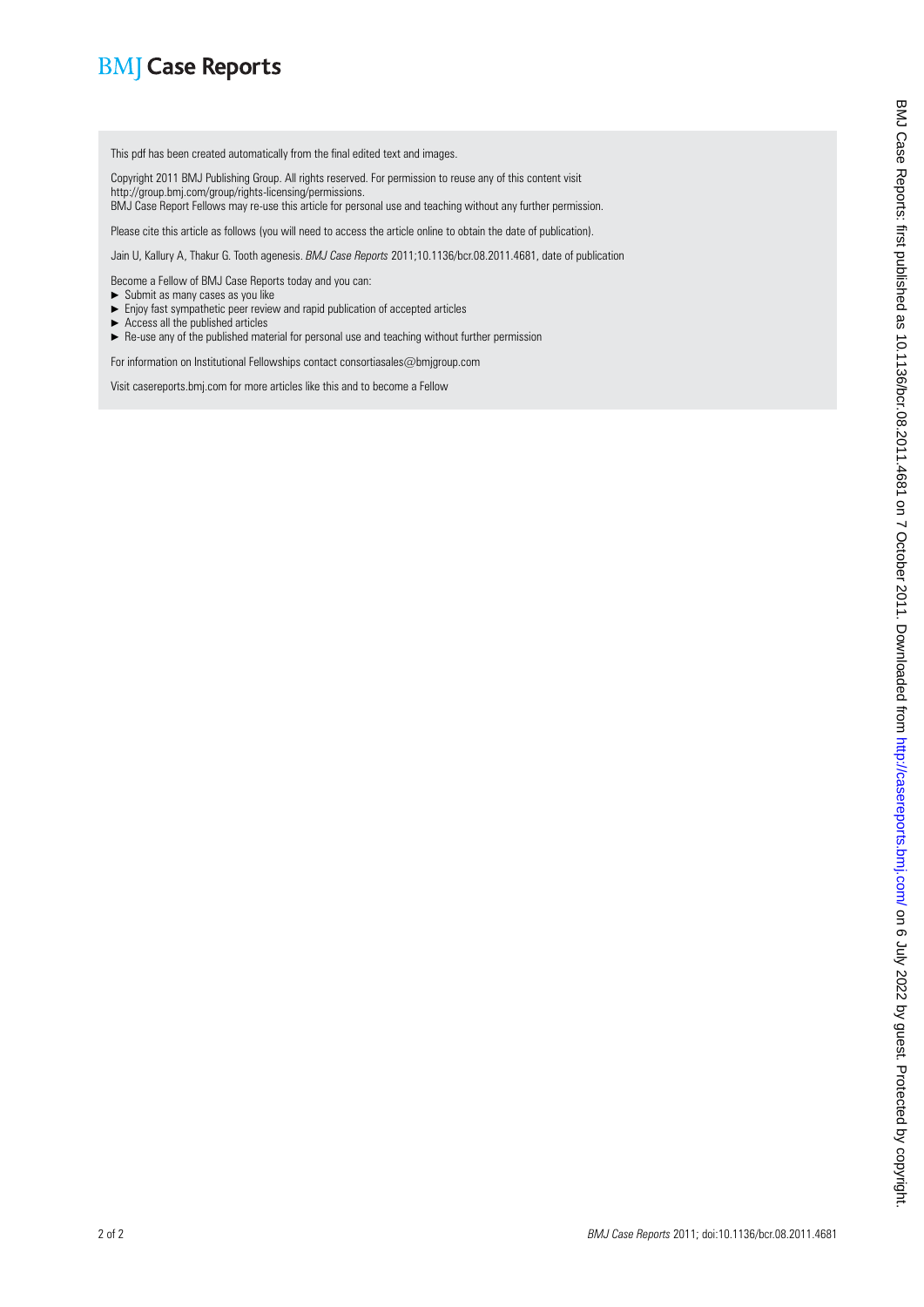# BMJ Case Reports

This pdf has been created automatically from the final edited text and images.

Copyright 2011 BMJ Publishing Group. All rights reserved. For permission to reuse any of this content visit
http://group.bmj.com/group/rights-licensing/permissions.
BMJ Case Report Fellows may re-use this article for personal use and teaching without any further permission.

Please cite this article as follows (you will need to access the article online to obtain the date of publication).

Jain U, Kallury A, Thakur G. Tooth agenesis. *BMJ Case Reports* 2011;10.1136/bcr.08.2011.4681, date of publication

Become a Fellow of BMJ Case Reports today and you can:

- Submit as many cases as you like
- Enjoy fast sympathetic peer review and rapid publication of accepted articles
- Access all the published articles
- Re-use any of the published material for personal use and teaching without further permission

For information on Institutional Fellowships contact consortiasales@bmjgroup.com

Visit casereports.bmj.com for more articles like this and to become a Fellow